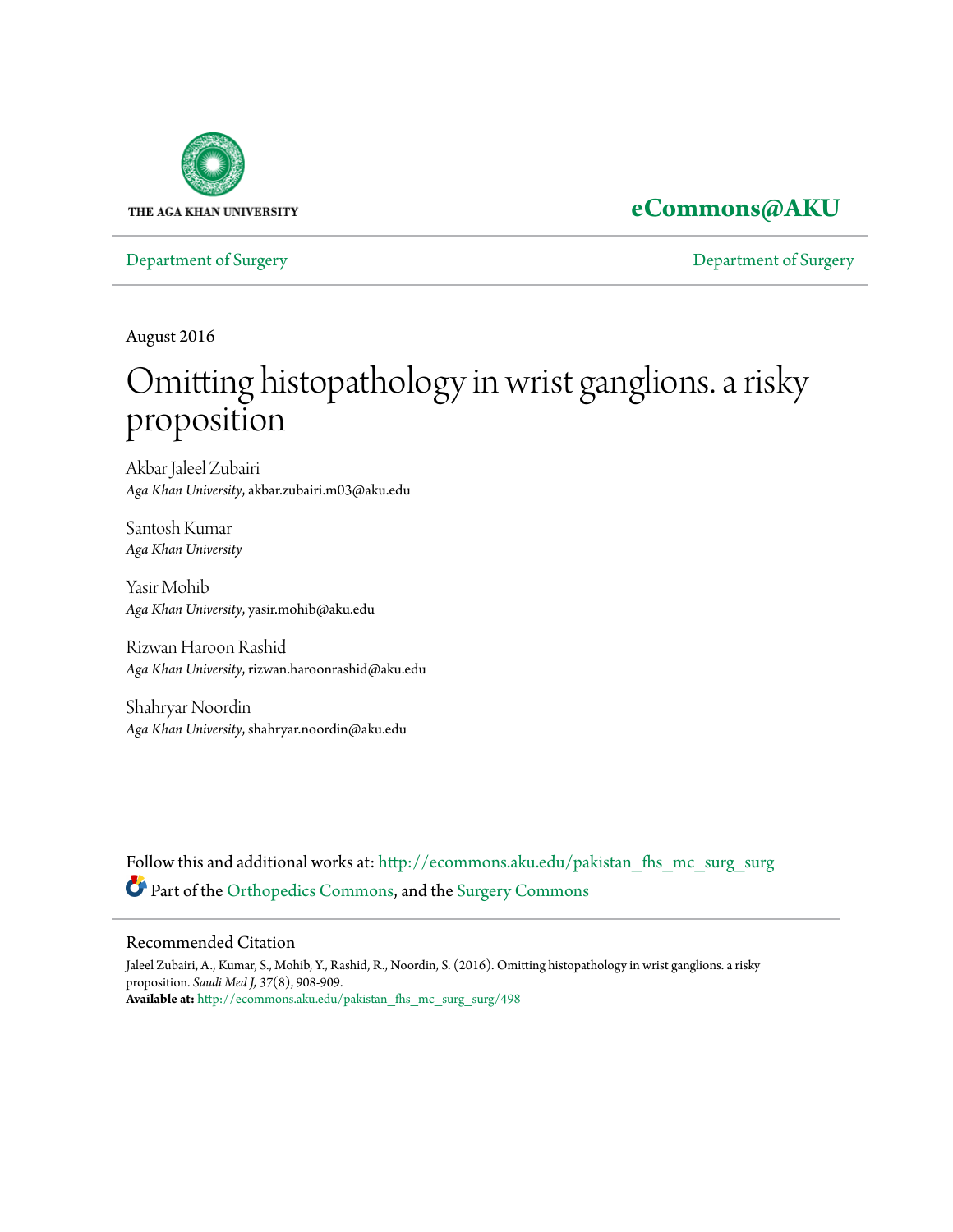THE AGA KHAN UNIVERSITY

**eCommons@AKU**

Department of Surgery | Department of Surgery

August 2016

# Omitting histopathology in wrist ganglions. a risky proposition

Akbar Jaleel Zubairi
*Aga Khan University*, akbar.zubairi.m03@aku.edu

Santosh Kumar
*Aga Khan University*

Yasir Mohib
*Aga Khan University*, yasir.mohib@aku.edu

Rizwan Haroon Rashid
*Aga Khan University*, rizwan.haroonrashid@aku.edu

Shahryar Noordin
*Aga Khan University*, shahryar.noordin@aku.edu

Follow this and additional works at: http://ecommons.aku.edu/pakistan_fhs_mc_surg_surg

Part of the Orthopedics Commons, and the Surgery Commons

## Recommended Citation

Jaleel Zubairi, A., Kumar, S., Mohib, Y., Rashid, R., Noordin, S. (2016). Omitting histopathology in wrist ganglions. a risky proposition. *Saudi Med J*, 37(8), 908-909.

**Available at:** http://ecommons.aku.edu/pakistan_fhs_mc_surg_surg/498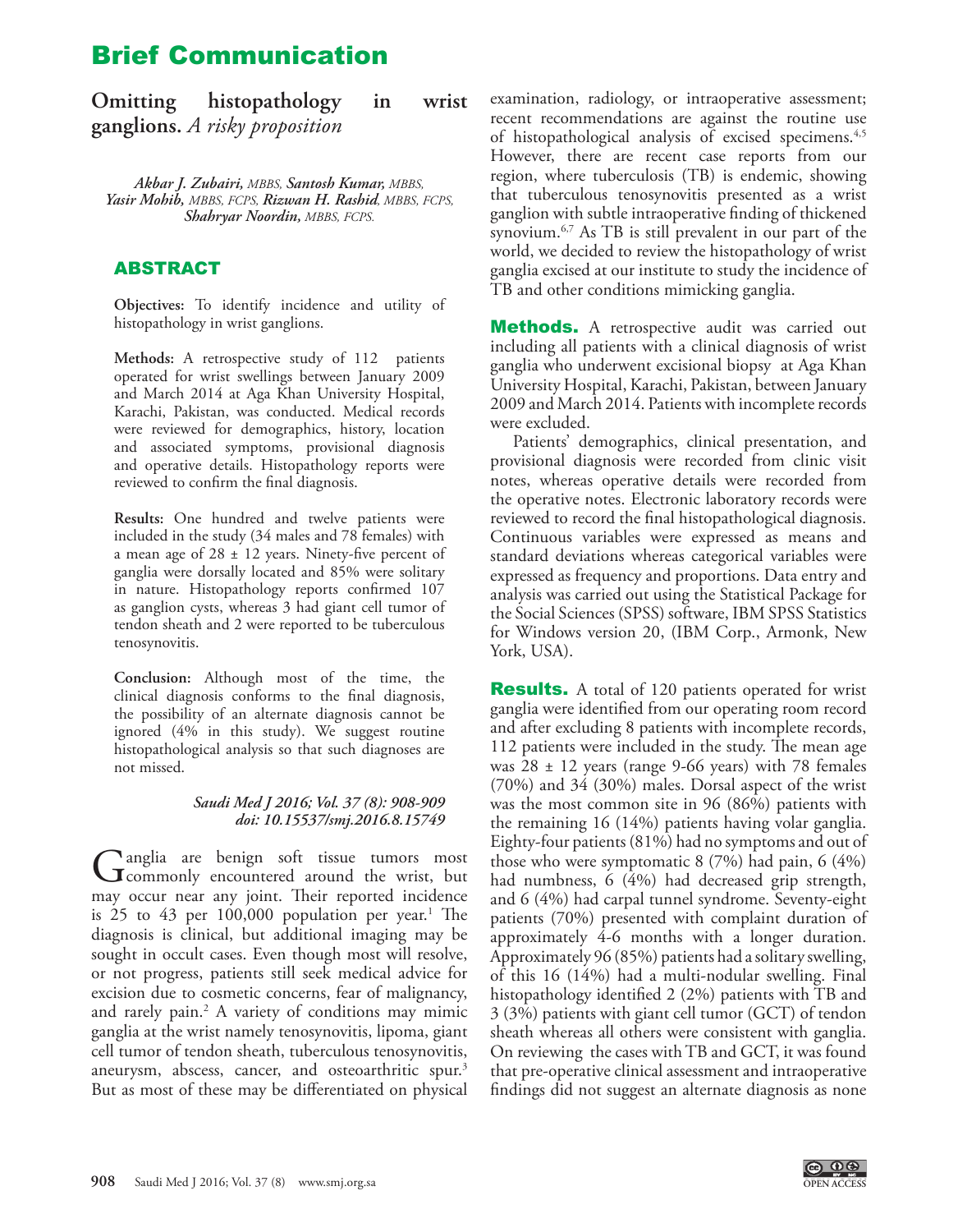# Brief Communication

## Omitting histopathology in wrist ganglions. *A risky proposition*

*Akbar J. Zubairi, MBBS, Santosh Kumar, MBBS, Yasir Mohib, MBBS, FCPS, Rizwan H. Rashid, MBBS, FCPS, Shahryar Noordin, MBBS, FCPS.*

### ABSTRACT

**Objectives:** To identify incidence and utility of histopathology in wrist ganglions.

**Methods:** A retrospective study of 112 patients operated for wrist swellings between January 2009 and March 2014 at Aga Khan University Hospital, Karachi, Pakistan, was conducted. Medical records were reviewed for demographics, history, location and associated symptoms, provisional diagnosis and operative details. Histopathology reports were reviewed to confirm the final diagnosis.

**Results:** One hundred and twelve patients were included in the study (34 males and 78 females) with a mean age of 28 ± 12 years. Ninety-five percent of ganglia were dorsally located and 85% were solitary in nature. Histopathology reports confirmed 107 as ganglion cysts, whereas 3 had giant cell tumor of tendon sheath and 2 were reported to be tuberculous tenosynovitis.

**Conclusion:** Although most of the time, the clinical diagnosis conforms to the final diagnosis, the possibility of an alternate diagnosis cannot be ignored (4% in this study). We suggest routine histopathological analysis so that such diagnoses are not missed.

*Saudi Med J 2016; Vol. 37 (8): 908-909*
*doi: 10.15537/smj.2016.8.15749*

Ganglia are benign soft tissue tumors most commonly encountered around the wrist, but may occur near any joint. Their reported incidence is 25 to 43 per 100,000 population per year.[1] The diagnosis is clinical, but additional imaging may be sought in occult cases. Even though most will resolve, or not progress, patients still seek medical advice for excision due to cosmetic concerns, fear of malignancy, and rarely pain.[2] A variety of conditions may mimic ganglia at the wrist namely tenosynovitis, lipoma, giant cell tumor of tendon sheath, tuberculous tenosynovitis, aneurysm, abscess, cancer, and osteoarthritic spur.[3] But as most of these may be differentiated on physical examination, radiology, or intraoperative assessment; recent recommendations are against the routine use of histopathological analysis of excised specimens.[4,5] However, there are recent case reports from our region, where tuberculosis (TB) is endemic, showing that tuberculous tenosynovitis presented as a wrist ganglion with subtle intraoperative finding of thickened synovium.[6,7] As TB is still prevalent in our part of the world, we decided to review the histopathology of wrist ganglia excised at our institute to study the incidence of TB and other conditions mimicking ganglia.

**Methods.** A retrospective audit was carried out including all patients with a clinical diagnosis of wrist ganglia who underwent excisional biopsy at Aga Khan University Hospital, Karachi, Pakistan, between January 2009 and March 2014. Patients with incomplete records were excluded.

Patients' demographics, clinical presentation, and provisional diagnosis were recorded from clinic visit notes, whereas operative details were recorded from the operative notes. Electronic laboratory records were reviewed to record the final histopathological diagnosis. Continuous variables were expressed as means and standard deviations whereas categorical variables were expressed as frequency and proportions. Data entry and analysis was carried out using the Statistical Package for the Social Sciences (SPSS) software, IBM SPSS Statistics for Windows version 20, (IBM Corp., Armonk, New York, USA).

**Results.** A total of 120 patients operated for wrist ganglia were identified from our operating room record and after excluding 8 patients with incomplete records, 112 patients were included in the study. The mean age was 28 ± 12 years (range 9-66 years) with 78 females (70%) and 34 (30%) males. Dorsal aspect of the wrist was the most common site in 96 (86%) patients with the remaining 16 (14%) patients having volar ganglia. Eighty-four patients (81%) had no symptoms and out of those who were symptomatic 8 (7%) had pain, 6 (4%) had numbness, 6 (4%) had decreased grip strength, and 6 (4%) had carpal tunnel syndrome. Seventy-eight patients (70%) presented with complaint duration of approximately 4-6 months with a longer duration. Approximately 96 (85%) patients had a solitary swelling, of this 16 (14%) had a multi-nodular swelling. Final histopathology identified 2 (2%) patients with TB and 3 (3%) patients with giant cell tumor (GCT) of tendon sheath whereas all others were consistent with ganglia. On reviewing the cases with TB and GCT, it was found that pre-operative clinical assessment and intraoperative findings did not suggest an alternate diagnosis as none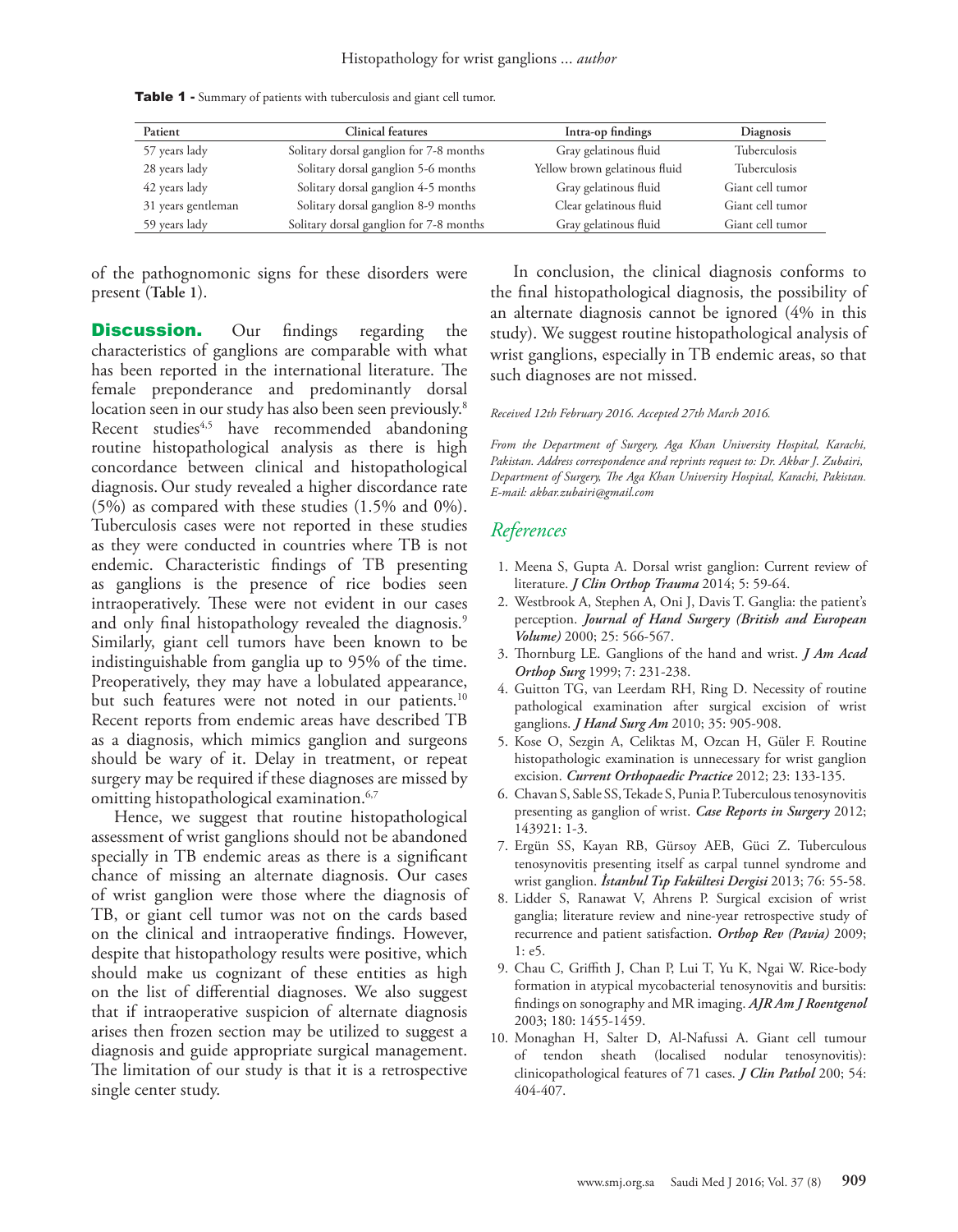**Table 1 -** Summary of patients with tuberculosis and giant cell tumor.

| Patient | Clinical features | Intra-op findings | Diagnosis |
|---|---|---|---|
| 57 years lady | Solitary dorsal ganglion for 7-8 months | Gray gelatinous fluid | Tuberculosis |
| 28 years lady | Solitary dorsal ganglion 5-6 months | Yellow brown gelatinous fluid | Tuberculosis |
| 42 years lady | Solitary dorsal ganglion 4-5 months | Gray gelatinous fluid | Giant cell tumor |
| 31 years gentleman | Solitary dorsal ganglion 8-9 months | Clear gelatinous fluid | Giant cell tumor |
| 59 years lady | Solitary dorsal ganglion for 7-8 months | Gray gelatinous fluid | Giant cell tumor |

of the pathognomonic signs for these disorders were present (**Table 1**).

**Discussion.** Our findings regarding the characteristics of ganglions are comparable with what has been reported in the international literature. The female preponderance and predominantly dorsal location seen in our study has also been seen previously.[8] Recent studies[4,5] have recommended abandoning routine histopathological analysis as there is high concordance between clinical and histopathological diagnosis. Our study revealed a higher discordance rate (5%) as compared with these studies (1.5% and 0%). Tuberculosis cases were not reported in these studies as they were conducted in countries where TB is not endemic. Characteristic findings of TB presenting as ganglions is the presence of rice bodies seen intraoperatively. These were not evident in our cases and only final histopathology revealed the diagnosis.[9] Similarly, giant cell tumors have been known to be indistinguishable from ganglia up to 95% of the time. Preoperatively, they may have a lobulated appearance, but such features were not noted in our patients.[10] Recent reports from endemic areas have described TB as a diagnosis, which mimics ganglion and surgeons should be wary of it. Delay in treatment, or repeat surgery may be required if these diagnoses are missed by omitting histopathological examination.[6,7]

Hence, we suggest that routine histopathological assessment of wrist ganglions should not be abandoned specially in TB endemic areas as there is a significant chance of missing an alternate diagnosis. Our cases of wrist ganglion were those where the diagnosis of TB, or giant cell tumor was not on the cards based on the clinical and intraoperative findings. However, despite that histopathology results were positive, which should make us cognizant of these entities as high on the list of differential diagnoses. We also suggest that if intraoperative suspicion of alternate diagnosis arises then frozen section may be utilized to suggest a diagnosis and guide appropriate surgical management. The limitation of our study is that it is a retrospective single center study.

In conclusion, the clinical diagnosis conforms to the final histopathological diagnosis, the possibility of an alternate diagnosis cannot be ignored (4% in this study). We suggest routine histopathological analysis of wrist ganglions, especially in TB endemic areas, so that such diagnoses are not missed.

*Received 12th February 2016. Accepted 27th March 2016.*

*From the Department of Surgery, Aga Khan University Hospital, Karachi, Pakistan. Address correspondence and reprints request to: Dr. Akbar J. Zubairi, Department of Surgery, The Aga Khan University Hospital, Karachi, Pakistan. E-mail: akbar.zubairi@gmail.com*

## References

1. Meena S, Gupta A. Dorsal wrist ganglion: Current review of literature. ***J Clin Orthop Trauma*** 2014; 5: 59-64.
2. Westbrook A, Stephen A, Oni J, Davis T. Ganglia: the patient's perception. ***Journal of Hand Surgery (British and European Volume)*** 2000; 25: 566-567.
3. Thornburg LE. Ganglions of the hand and wrist. ***J Am Acad Orthop Surg*** 1999; 7: 231-238.
4. Guitton TG, van Leerdam RH, Ring D. Necessity of routine pathological examination after surgical excision of wrist ganglions. ***J Hand Surg Am*** 2010; 35: 905-908.
5. Kose O, Sezgin A, Celiktas M, Ozcan H, Güler F. Routine histopathologic examination is unnecessary for wrist ganglion excision. ***Current Orthopaedic Practice*** 2012; 23: 133-135.
6. Chavan S, Sable SS, Tekade S, Punia P. Tuberculous tenosynovitis presenting as ganglion of wrist. ***Case Reports in Surgery*** 2012; 143921: 1-3.
7. Ergün SS, Kayan RB, Gürsoy AEB, Güci Z. Tuberculous tenosynovitis presenting itself as carpal tunnel syndrome and wrist ganglion. ***İstanbul Tıp Fakültesi Dergisi*** 2013; 76: 55-58.
8. Lidder S, Ranawat V, Ahrens P. Surgical excision of wrist ganglia; literature review and nine-year retrospective study of recurrence and patient satisfaction. ***Orthop Rev (Pavia)*** 2009; 1: e5.
9. Chau C, Griffith J, Chan P, Lui T, Yu K, Ngai W. Rice-body formation in atypical mycobacterial tenosynovitis and bursitis: findings on sonography and MR imaging. ***AJR Am J Roentgenol*** 2003; 180: 1455-1459.
10. Monaghan H, Salter D, Al-Nafussi A. Giant cell tumour of tendon sheath (localised nodular tenosynovitis): clinicopathological features of 71 cases. ***J Clin Pathol*** 200; 54: 404-407.